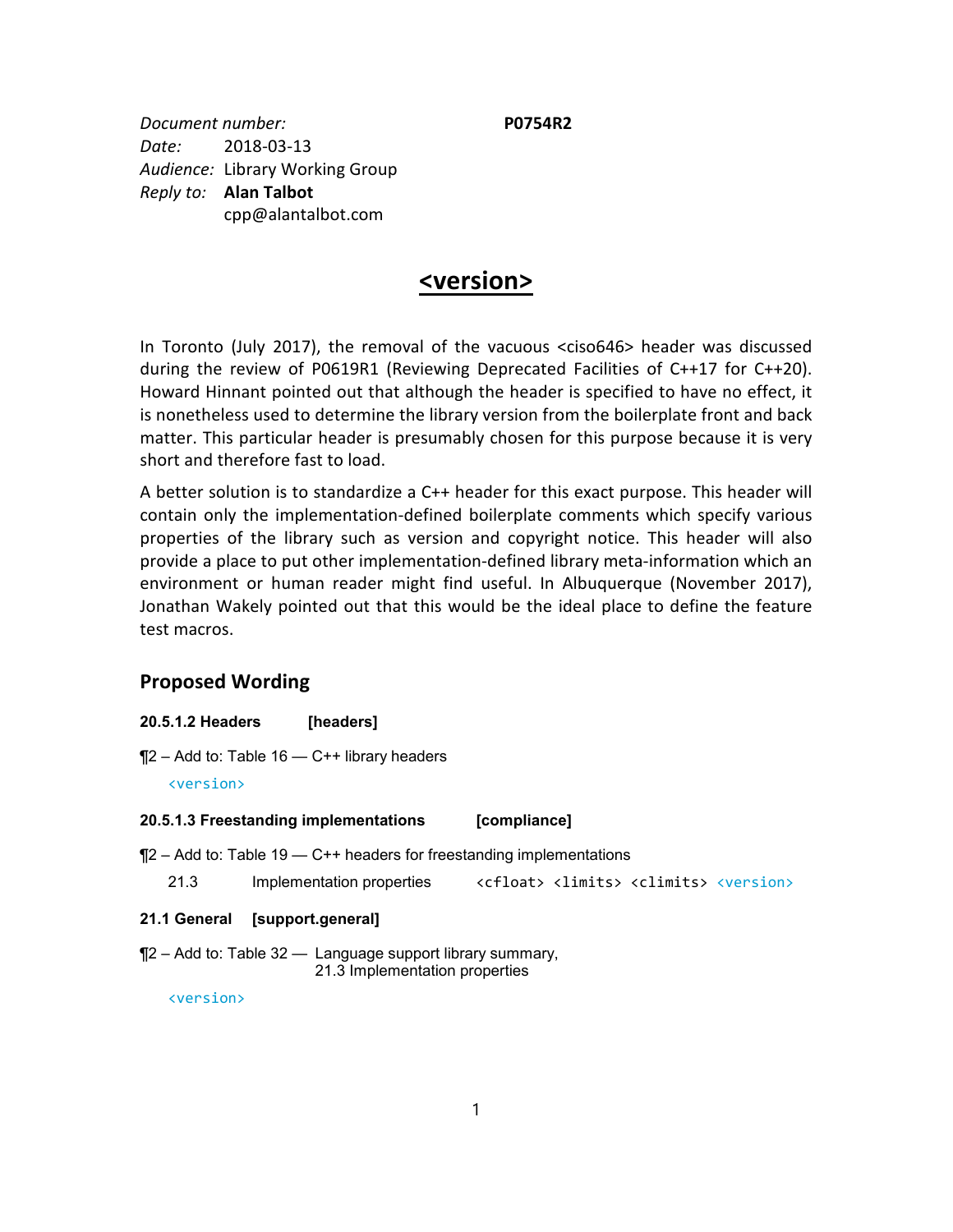*Document number:* **P0754R2**
*Date:* 2018-03-13
*Audience:* Library Working Group
*Reply to:* **Alan Talbot**
cpp@alantalbot.com

# <version>

In Toronto (July 2017), the removal of the vacuous <ciso646> header was discussed during the review of P0619R1 (Reviewing Deprecated Facilities of C++17 for C++20). Howard Hinnant pointed out that although the header is specified to have no effect, it is nonetheless used to determine the library version from the boilerplate front and back matter. This particular header is presumably chosen for this purpose because it is very short and therefore fast to load.

A better solution is to standardize a C++ header for this exact purpose. This header will contain only the implementation-defined boilerplate comments which specify various properties of the library such as version and copyright notice. This header will also provide a place to put other implementation-defined library meta-information which an environment or human reader might find useful. In Albuquerque (November 2017), Jonathan Wakely pointed out that this would be the ideal place to define the feature test macros.

## Proposed Wording

**20.5.1.2 Headers [headers]**

¶2 – Add to: Table 16 — C++ library headers

`<version>`

**20.5.1.3 Freestanding implementations [compliance]**

¶2 – Add to: Table 19 — C++ headers for freestanding implementations

| | | |
|---|---|---|
| 21.3 | Implementation properties | `<cfloat>` `<limits>` `<climits>` `<version>` |

**21.1 General [support.general]**

¶2 – Add to: Table 32 — Language support library summary,
21.3 Implementation properties

`<version>`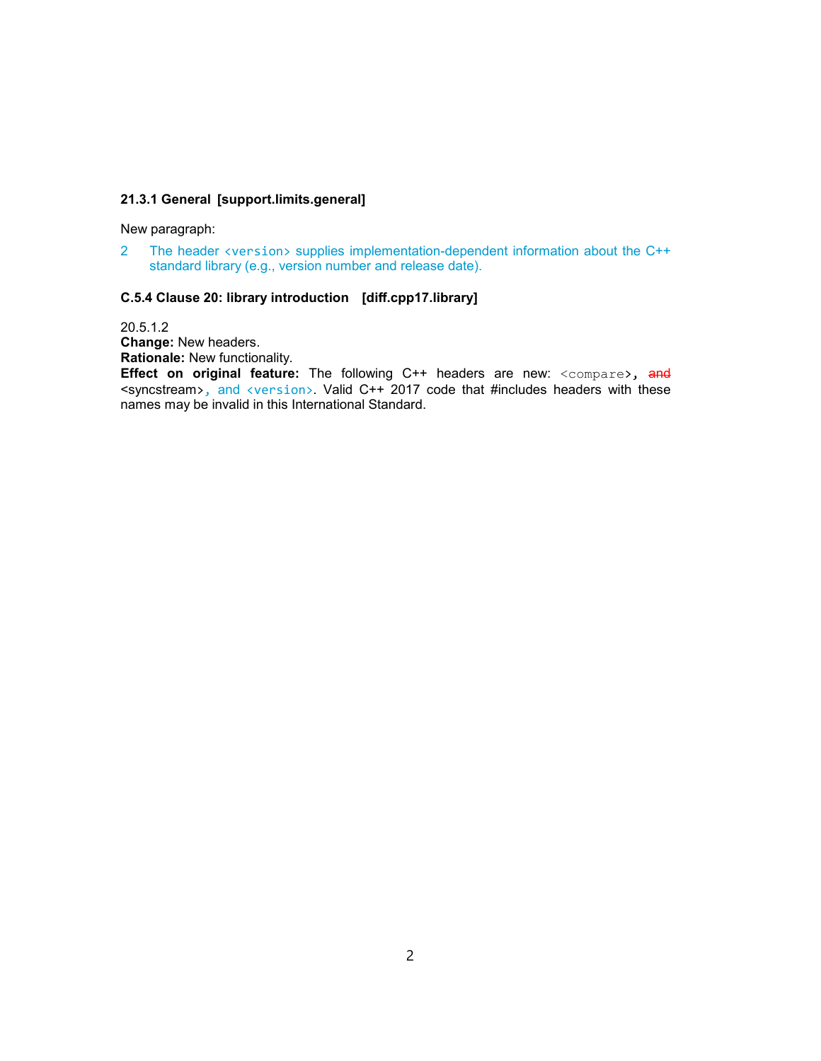### 21.3.1 General [support.limits.general]

New paragraph:

2 The header `<version>` supplies implementation-dependent information about the C++ standard library (e.g., version number and release date).

### C.5.4 Clause 20: library introduction [diff.cpp17.library]

20.5.1.2
**Change:** New headers.
**Rationale:** New functionality.
**Effect on original feature:** The following C++ headers are new: `<compare>`, ~~and~~ <syncstream>, and `<version>`. Valid C++ 2017 code that #includes headers with these names may be invalid in this International Standard.